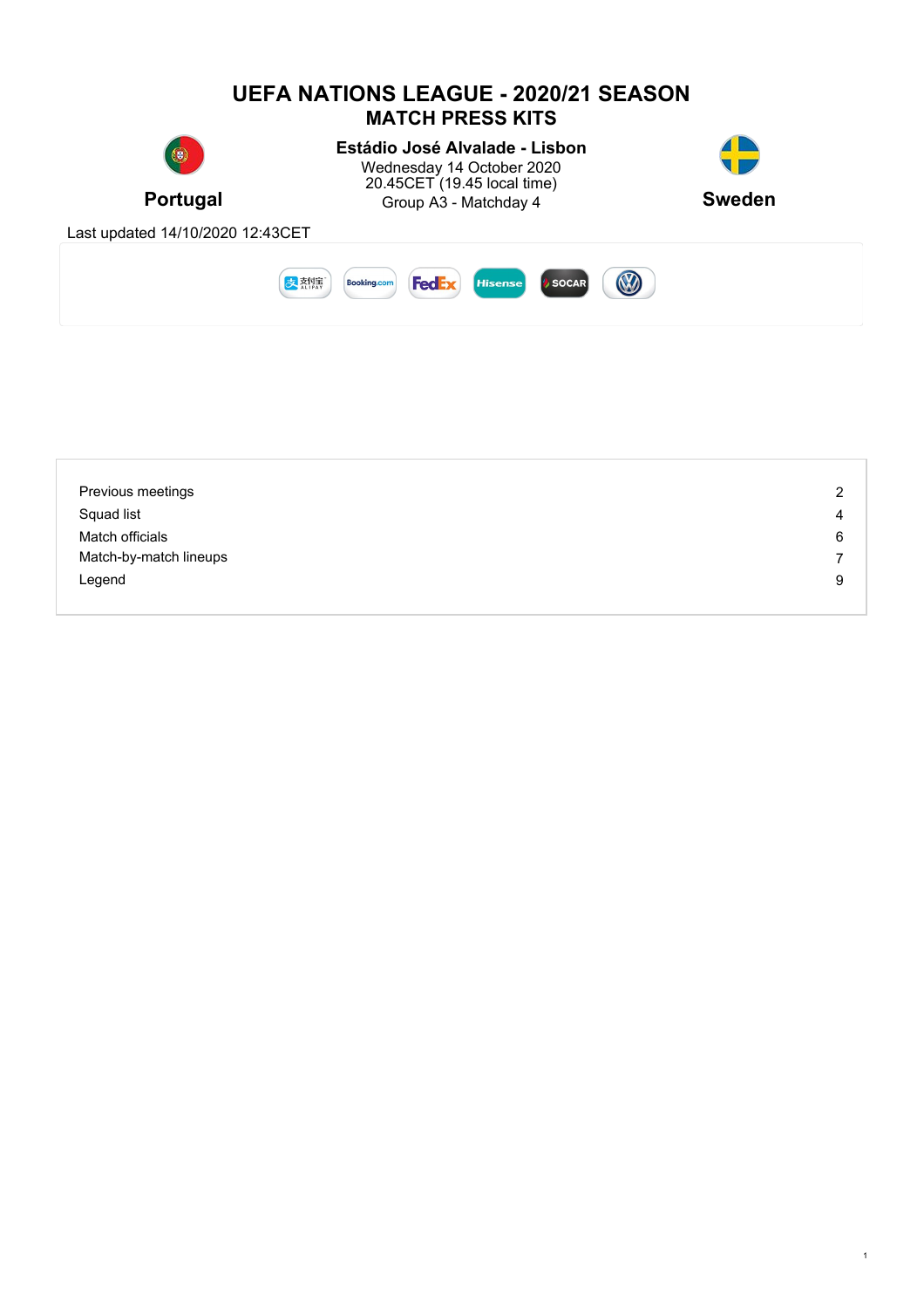# UEFA NATIONS LEAGUE - 2020/21 SEASON

## MATCH PRESS KITS

**Portugal**

**Estádio José Alvalade - Lisbon**

Wednesday 14 October 2020
20.45CET (19.45 local time)
Group A3 - Matchday 4

**Sweden**

Last updated 14/10/2020 12:43CET

| | |
|---|---|
| Previous meetings | 2 |
| Squad list | 4 |
| Match officials | 6 |
| Match-by-match lineups | 7 |
| Legend | 9 |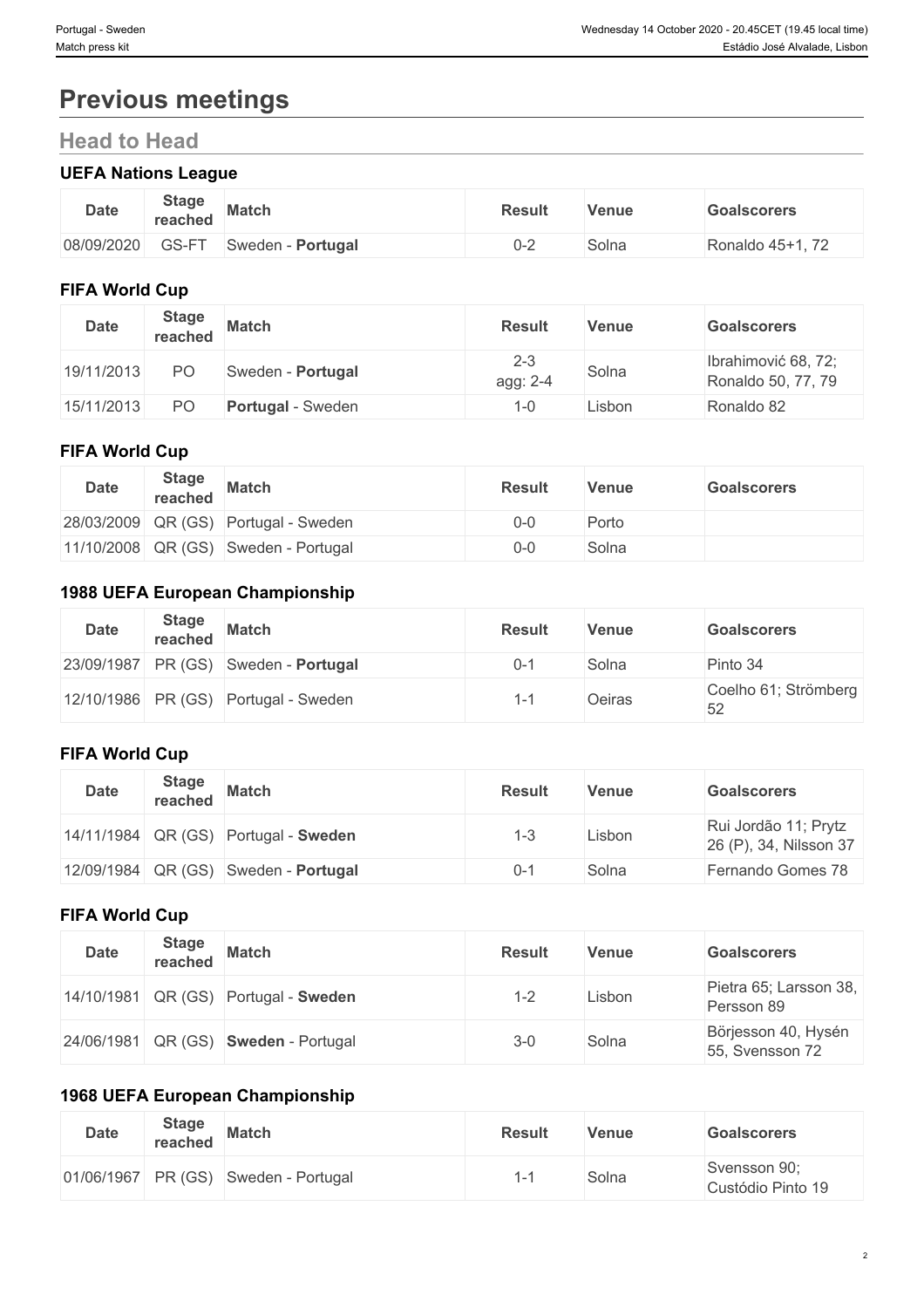# Previous meetings

## Head to Head

### UEFA Nations League

| Date | Stage reached | Match | Result | Venue | Goalscorers |
|---|---|---|---|---|---|
| 08/09/2020 | GS-FT | Sweden - **Portugal** | 0-2 | Solna | Ronaldo 45+1, 72 |

### FIFA World Cup

| Date | Stage reached | Match | Result | Venue | Goalscorers |
|---|---|---|---|---|---|
| 19/11/2013 | PO | Sweden - **Portugal** | 2-3 agg: 2-4 | Solna | Ibrahimović 68, 72; Ronaldo 50, 77, 79 |
| 15/11/2013 | PO | **Portugal** - Sweden | 1-0 | Lisbon | Ronaldo 82 |

### FIFA World Cup

| Date | Stage reached | Match | Result | Venue | Goalscorers |
|---|---|---|---|---|---|
| 28/03/2009 | QR (GS) | Portugal - Sweden | 0-0 | Porto | |
| 11/10/2008 | QR (GS) | Sweden - Portugal | 0-0 | Solna | |

### 1988 UEFA European Championship

| Date | Stage reached | Match | Result | Venue | Goalscorers |
|---|---|---|---|---|---|
| 23/09/1987 | PR (GS) | Sweden - **Portugal** | 0-1 | Solna | Pinto 34 |
| 12/10/1986 | PR (GS) | Portugal - Sweden | 1-1 | Oeiras | Coelho 61; Strömberg 52 |

### FIFA World Cup

| Date | Stage reached | Match | Result | Venue | Goalscorers |
|---|---|---|---|---|---|
| 14/11/1984 | QR (GS) | Portugal - **Sweden** | 1-3 | Lisbon | Rui Jordão 11; Prytz 26 (P), 34, Nilsson 37 |
| 12/09/1984 | QR (GS) | Sweden - **Portugal** | 0-1 | Solna | Fernando Gomes 78 |

### FIFA World Cup

| Date | Stage reached | Match | Result | Venue | Goalscorers |
|---|---|---|---|---|---|
| 14/10/1981 | QR (GS) | Portugal - **Sweden** | 1-2 | Lisbon | Pietra 65; Larsson 38, Persson 89 |
| 24/06/1981 | QR (GS) | **Sweden** - Portugal | 3-0 | Solna | Börjesson 40, Hysén 55, Svensson 72 |

### 1968 UEFA European Championship

| Date | Stage reached | Match | Result | Venue | Goalscorers |
|---|---|---|---|---|---|
| 01/06/1967 | PR (GS) | Sweden - Portugal | 1-1 | Solna | Svensson 90; Custódio Pinto 19 |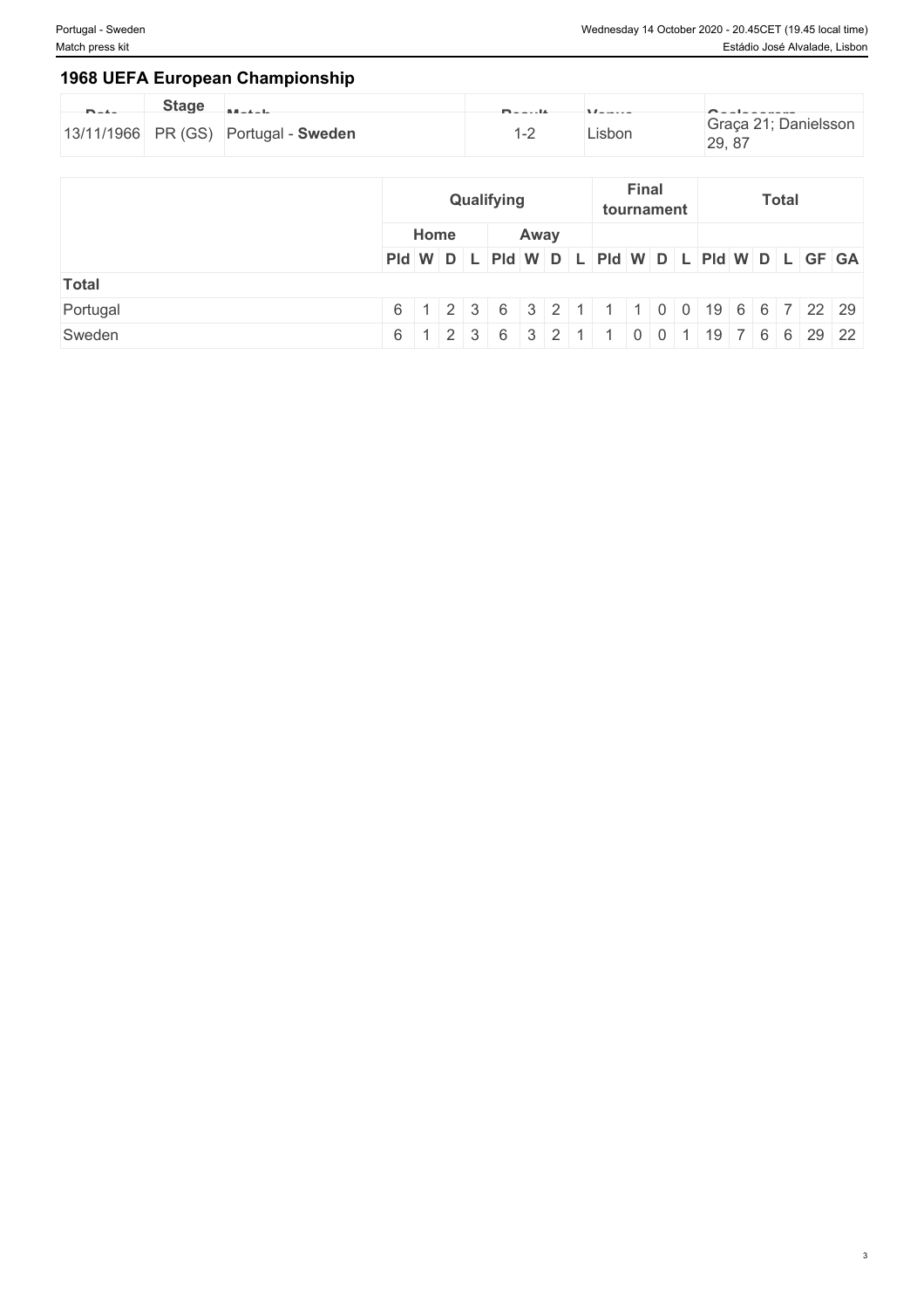## 1968 UEFA European Championship

| Date | Stage | Match | Result | Venue | Goalscorers |
|---|---|---|---|---|---|
| 13/11/1966 | PR (GS) | Portugal - **Sweden** | 1-2 | Lisbon | Graça 21; Danielsson 29, 87 |

| | Qualifying | | | | | | | | Final tournament | | | | Total | | | | | |
|---|---|---|---|---|---|---|---|---|---|---|---|---|---|---|---|---|---|---|
| | Home | | | | Away | | | | | | | | | | | | | |
| | Pld | W | D | L | Pld | W | D | L | Pld | W | D | L | Pld | W | D | L | GF | GA |
| **Total** | | | | | | | | | | | | | | | | | | |
| Portugal | 6 | 1 | 2 | 3 | 6 | 3 | 2 | 1 | 1 | 1 | 0 | 0 | 19 | 6 | 6 | 7 | 22 | 29 |
| Sweden | 6 | 1 | 2 | 3 | 6 | 3 | 2 | 1 | 1 | 0 | 0 | 1 | 19 | 7 | 6 | 6 | 29 | 22 |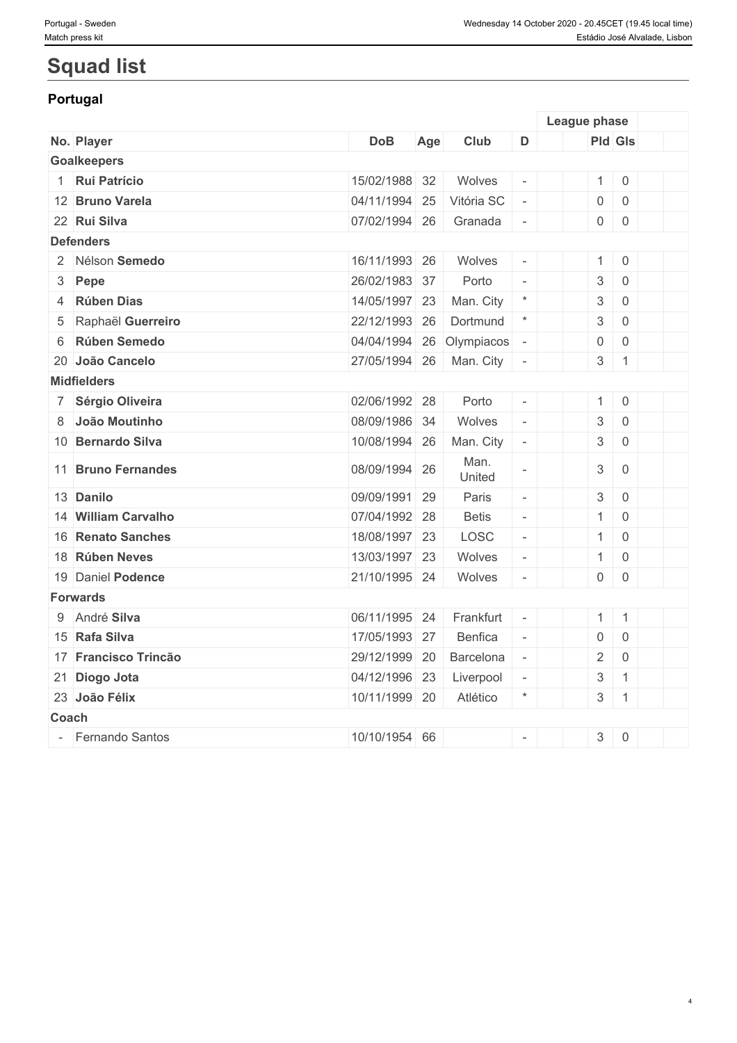# Squad list

## Portugal

| No. | Player | DoB | Age | Club | D | | League phase | | | |
|---|---|---|---|---|---|---|---|---|---|---|
| | | | | | | | **Pld** | **Gls** | | |
| | **Goalkeepers** | | | | | | | | | |
| 1 | **Rui Patrício** | 15/02/1988 | 32 | Wolves | - | | 1 | 0 | | |
| 12 | **Bruno Varela** | 04/11/1994 | 25 | Vitória SC | - | | 0 | 0 | | |
| 22 | **Rui Silva** | 07/02/1994 | 26 | Granada | - | | 0 | 0 | | |
| | **Defenders** | | | | | | | | | |
| 2 | Nélson **Semedo** | 16/11/1993 | 26 | Wolves | - | | 1 | 0 | | |
| 3 | **Pepe** | 26/02/1983 | 37 | Porto | - | | 3 | 0 | | |
| 4 | **Rúben Dias** | 14/05/1997 | 23 | Man. City | * | | 3 | 0 | | |
| 5 | Raphaël **Guerreiro** | 22/12/1993 | 26 | Dortmund | * | | 3 | 0 | | |
| 6 | **Rúben Semedo** | 04/04/1994 | 26 | Olympiacos | - | | 0 | 0 | | |
| 20 | **João Cancelo** | 27/05/1994 | 26 | Man. City | - | | 3 | 1 | | |
| | **Midfielders** | | | | | | | | | |
| 7 | **Sérgio Oliveira** | 02/06/1992 | 28 | Porto | - | | 1 | 0 | | |
| 8 | **João Moutinho** | 08/09/1986 | 34 | Wolves | - | | 3 | 0 | | |
| 10 | **Bernardo Silva** | 10/08/1994 | 26 | Man. City | - | | 3 | 0 | | |
| 11 | **Bruno Fernandes** | 08/09/1994 | 26 | Man. United | - | | 3 | 0 | | |
| 13 | **Danilo** | 09/09/1991 | 29 | Paris | - | | 3 | 0 | | |
| 14 | **William Carvalho** | 07/04/1992 | 28 | Betis | - | | 1 | 0 | | |
| 16 | **Renato Sanches** | 18/08/1997 | 23 | LOSC | - | | 1 | 0 | | |
| 18 | **Rúben Neves** | 13/03/1997 | 23 | Wolves | - | | 1 | 0 | | |
| 19 | Daniel **Podence** | 21/10/1995 | 24 | Wolves | - | | 0 | 0 | | |
| | **Forwards** | | | | | | | | | |
| 9 | André **Silva** | 06/11/1995 | 24 | Frankfurt | - | | 1 | 1 | | |
| 15 | **Rafa Silva** | 17/05/1993 | 27 | Benfica | - | | 0 | 0 | | |
| 17 | **Francisco Trincão** | 29/12/1999 | 20 | Barcelona | - | | 2 | 0 | | |
| 21 | **Diogo Jota** | 04/12/1996 | 23 | Liverpool | - | | 3 | 1 | | |
| 23 | **João Félix** | 10/11/1999 | 20 | Atlético | * | | 3 | 1 | | |
| | **Coach** | | | | | | | | | |
| - | Fernando Santos | 10/10/1954 | 66 | | - | | 3 | 0 | | |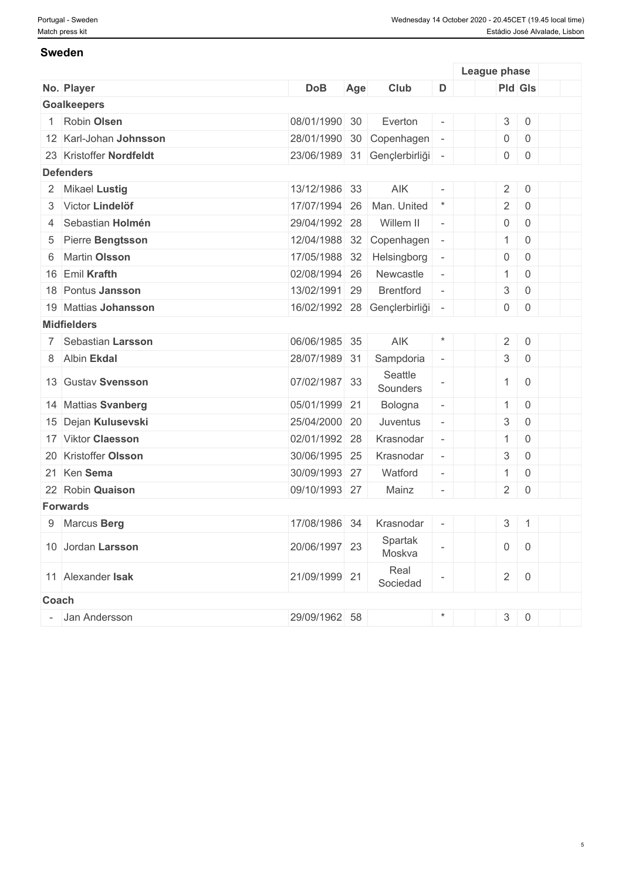## Sweden

| No. | Player | DoB | Age | Club | D | | League phase | |
|---|---|---|---|---|---|---|---|---|
| | | | | | | | Pld | Gls |
| **Goalkeepers** | | | | | | | | |
| 1 | Robin **Olsen** | 08/01/1990 | 30 | Everton | - | | 3 | 0 |
| 12 | Karl-Johan **Johnsson** | 28/01/1990 | 30 | Copenhagen | - | | 0 | 0 |
| 23 | Kristoffer **Nordfeldt** | 23/06/1989 | 31 | Gençlerbirliği | - | | 0 | 0 |
| **Defenders** | | | | | | | | |
| 2 | Mikael **Lustig** | 13/12/1986 | 33 | AIK | - | | 2 | 0 |
| 3 | Victor **Lindelöf** | 17/07/1994 | 26 | Man. United | * | | 2 | 0 |
| 4 | Sebastian **Holmén** | 29/04/1992 | 28 | Willem II | - | | 0 | 0 |
| 5 | Pierre **Bengtsson** | 12/04/1988 | 32 | Copenhagen | - | | 1 | 0 |
| 6 | Martin **Olsson** | 17/05/1988 | 32 | Helsingborg | - | | 0 | 0 |
| 16 | Emil **Krafth** | 02/08/1994 | 26 | Newcastle | - | | 1 | 0 |
| 18 | Pontus **Jansson** | 13/02/1991 | 29 | Brentford | - | | 3 | 0 |
| 19 | Mattias **Johansson** | 16/02/1992 | 28 | Gençlerbirliği | - | | 0 | 0 |
| **Midfielders** | | | | | | | | |
| 7 | Sebastian **Larsson** | 06/06/1985 | 35 | AIK | * | | 2 | 0 |
| 8 | Albin **Ekdal** | 28/07/1989 | 31 | Sampdoria | - | | 3 | 0 |
| 13 | Gustav **Svensson** | 07/02/1987 | 33 | Seattle Sounders | - | | 1 | 0 |
| 14 | Mattias **Svanberg** | 05/01/1999 | 21 | Bologna | - | | 1 | 0 |
| 15 | Dejan **Kulusevski** | 25/04/2000 | 20 | Juventus | - | | 3 | 0 |
| 17 | Viktor **Claesson** | 02/01/1992 | 28 | Krasnodar | - | | 1 | 0 |
| 20 | Kristoffer **Olsson** | 30/06/1995 | 25 | Krasnodar | - | | 3 | 0 |
| 21 | Ken **Sema** | 30/09/1993 | 27 | Watford | - | | 1 | 0 |
| 22 | Robin **Quaison** | 09/10/1993 | 27 | Mainz | - | | 2 | 0 |
| **Forwards** | | | | | | | | |
| 9 | Marcus **Berg** | 17/08/1986 | 34 | Krasnodar | - | | 3 | 1 |
| 10 | Jordan **Larsson** | 20/06/1997 | 23 | Spartak Moskva | - | | 0 | 0 |
| 11 | Alexander **Isak** | 21/09/1999 | 21 | Real Sociedad | - | | 2 | 0 |
| **Coach** | | | | | | | | |
| - | Jan Andersson | 29/09/1962 | 58 | | * | | 3 | 0 |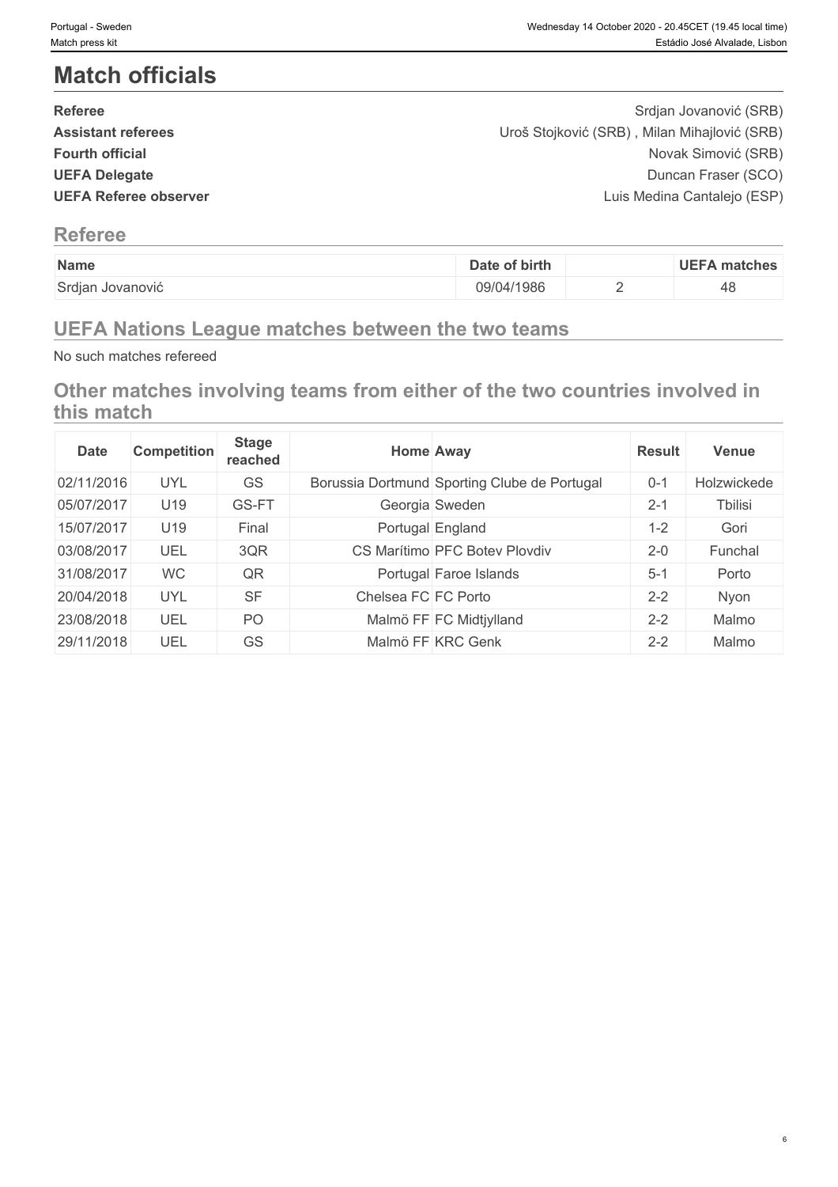# Match officials

| | |
|---|---|
| **Referee** | Srdjan Jovanović (SRB) |
| **Assistant referees** | Uroš Stojković (SRB) , Milan Mihajlović (SRB) |
| **Fourth official** | Novak Simović (SRB) |
| **UEFA Delegate** | Duncan Fraser (SCO) |
| **UEFA Referee observer** | Luis Medina Cantalejo (ESP) |

## Referee

| Name | Date of birth | | UEFA matches |
|---|---|---|---|
| Srdjan Jovanović | 09/04/1986 | 2 | 48 |

## UEFA Nations League matches between the two teams

No such matches refereed

## Other matches involving teams from either of the two countries involved in this match

| Date | Competition | Stage reached | Home | Away | Result | Venue |
|---|---|---|---|---|---|---|
| 02/11/2016 | UYL | GS | Borussia Dortmund | Sporting Clube de Portugal | 0-1 | Holzwickede |
| 05/07/2017 | U19 | GS-FT | Georgia | Sweden | 2-1 | Tbilisi |
| 15/07/2017 | U19 | Final | Portugal | England | 1-2 | Gori |
| 03/08/2017 | UEL | 3QR | CS Marítimo | PFC Botev Plovdiv | 2-0 | Funchal |
| 31/08/2017 | WC | QR | Portugal | Faroe Islands | 5-1 | Porto |
| 20/04/2018 | UYL | SF | Chelsea FC | FC Porto | 2-2 | Nyon |
| 23/08/2018 | UEL | PO | Malmö FF | FC Midtjylland | 2-2 | Malmo |
| 29/11/2018 | UEL | GS | Malmö FF | KRC Genk | 2-2 | Malmo |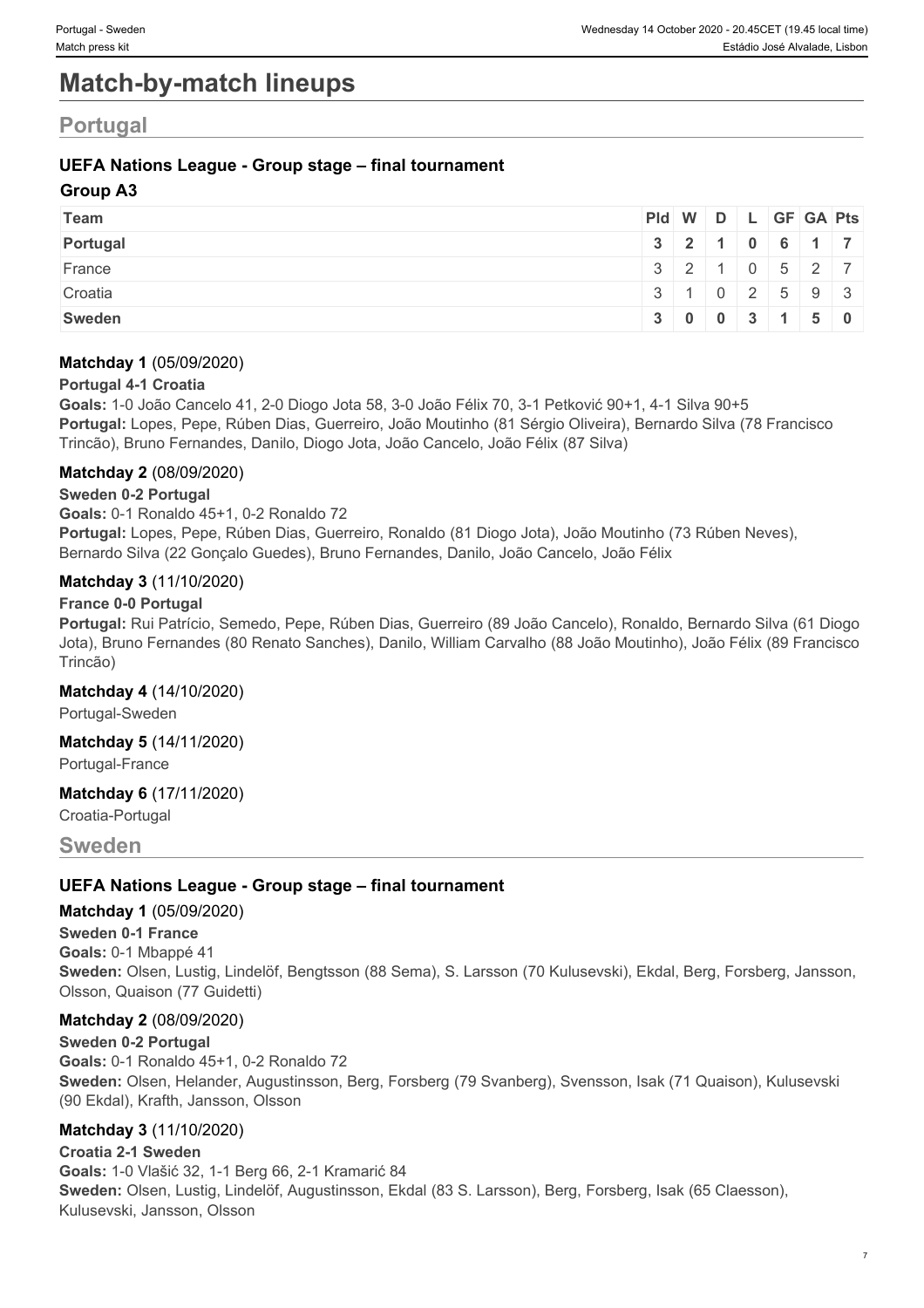# Match-by-match lineups

## Portugal

### UEFA Nations League - Group stage – final tournament

#### Group A3

| Team | Pld | W | D | L | GF | GA | Pts |
|---|---|---|---|---|---|---|---|
| **Portugal** | **3** | **2** | **1** | **0** | **6** | **1** | **7** |
| France | 3 | 2 | 1 | 0 | 5 | 2 | 7 |
| Croatia | 3 | 1 | 0 | 2 | 5 | 9 | 3 |
| **Sweden** | **3** | **0** | **0** | **3** | **1** | **5** | **0** |

#### Matchday 1 (05/09/2020)

**Portugal 4-1 Croatia**

**Goals:** 1-0 João Cancelo 41, 2-0 Diogo Jota 58, 3-0 João Félix 70, 3-1 Petković 90+1, 4-1 Silva 90+5
**Portugal:** Lopes, Pepe, Rúben Dias, Guerreiro, João Moutinho (81 Sérgio Oliveira), Bernardo Silva (78 Francisco Trincão), Bruno Fernandes, Danilo, Diogo Jota, João Cancelo, João Félix (87 Silva)

#### Matchday 2 (08/09/2020)

**Sweden 0-2 Portugal**

**Goals:** 0-1 Ronaldo 45+1, 0-2 Ronaldo 72
**Portugal:** Lopes, Pepe, Rúben Dias, Guerreiro, Ronaldo (81 Diogo Jota), João Moutinho (73 Rúben Neves), Bernardo Silva (22 Gonçalo Guedes), Bruno Fernandes, Danilo, João Cancelo, João Félix

#### Matchday 3 (11/10/2020)

**France 0-0 Portugal**

**Portugal:** Rui Patrício, Semedo, Pepe, Rúben Dias, Guerreiro (89 João Cancelo), Ronaldo, Bernardo Silva (61 Diogo Jota), Bruno Fernandes (80 Renato Sanches), Danilo, William Carvalho (88 João Moutinho), João Félix (89 Francisco Trincão)

#### Matchday 4 (14/10/2020)

Portugal-Sweden

#### Matchday 5 (14/11/2020)

Portugal-France

#### Matchday 6 (17/11/2020)

Croatia-Portugal

## Sweden

### UEFA Nations League - Group stage – final tournament

#### Matchday 1 (05/09/2020)

**Sweden 0-1 France**

**Goals:** 0-1 Mbappé 41
**Sweden:** Olsen, Lustig, Lindelöf, Bengtsson (88 Sema), S. Larsson (70 Kulusevski), Ekdal, Berg, Forsberg, Jansson, Olsson, Quaison (77 Guidetti)

#### Matchday 2 (08/09/2020)

**Sweden 0-2 Portugal**

**Goals:** 0-1 Ronaldo 45+1, 0-2 Ronaldo 72
**Sweden:** Olsen, Helander, Augustinsson, Berg, Forsberg (79 Svanberg), Svensson, Isak (71 Quaison), Kulusevski (90 Ekdal), Krafth, Jansson, Olsson

#### Matchday 3 (11/10/2020)

**Croatia 2-1 Sweden**

**Goals:** 1-0 Vlašić 32, 1-1 Berg 66, 2-1 Kramarić 84
**Sweden:** Olsen, Lustig, Lindelöf, Augustinsson, Ekdal (83 S. Larsson), Berg, Forsberg, Isak (65 Claesson), Kulusevski, Jansson, Olsson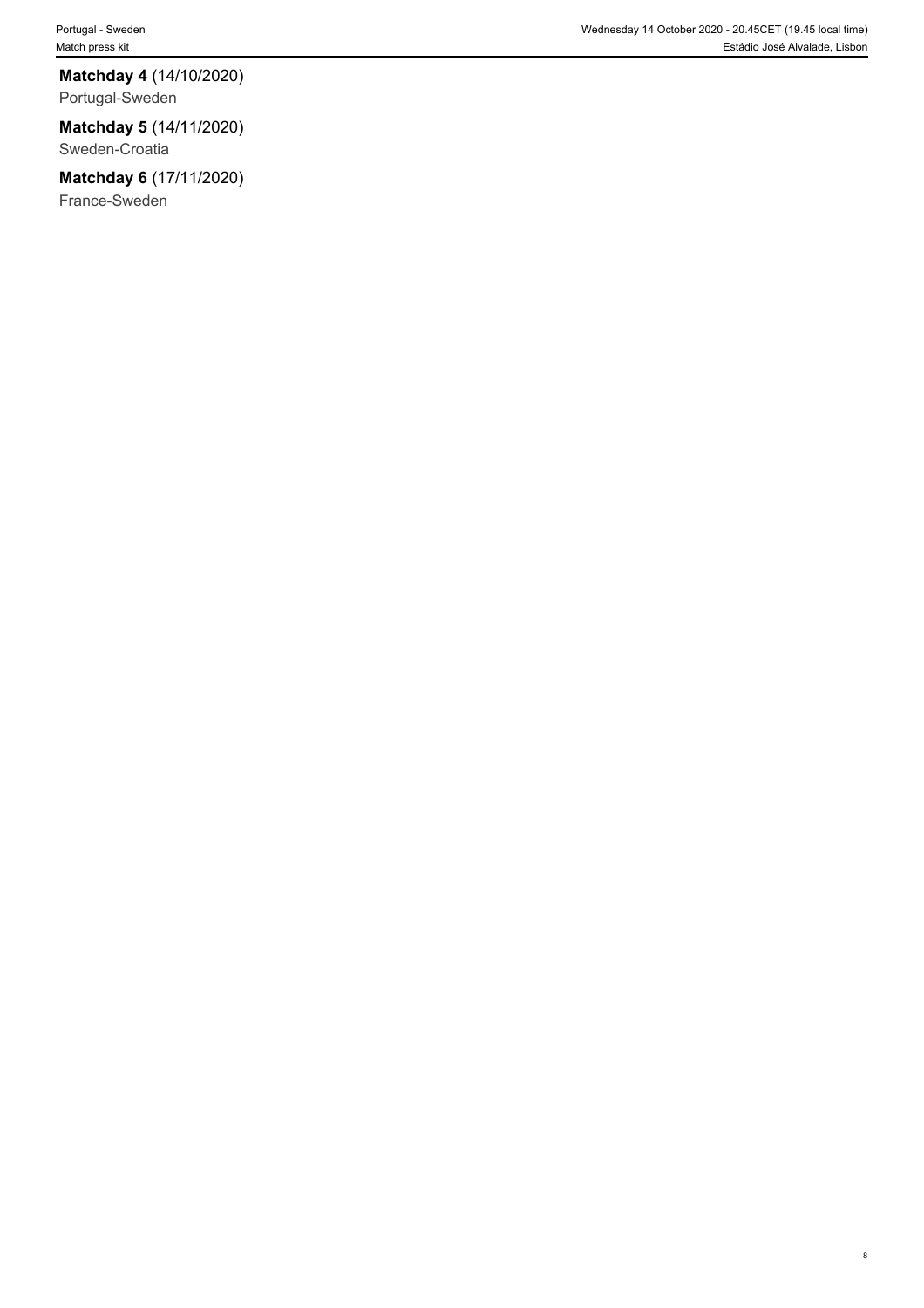**Matchday 4** (14/10/2020)
Portugal-Sweden

**Matchday 5** (14/11/2020)
Sweden-Croatia

**Matchday 6** (17/11/2020)
France-Sweden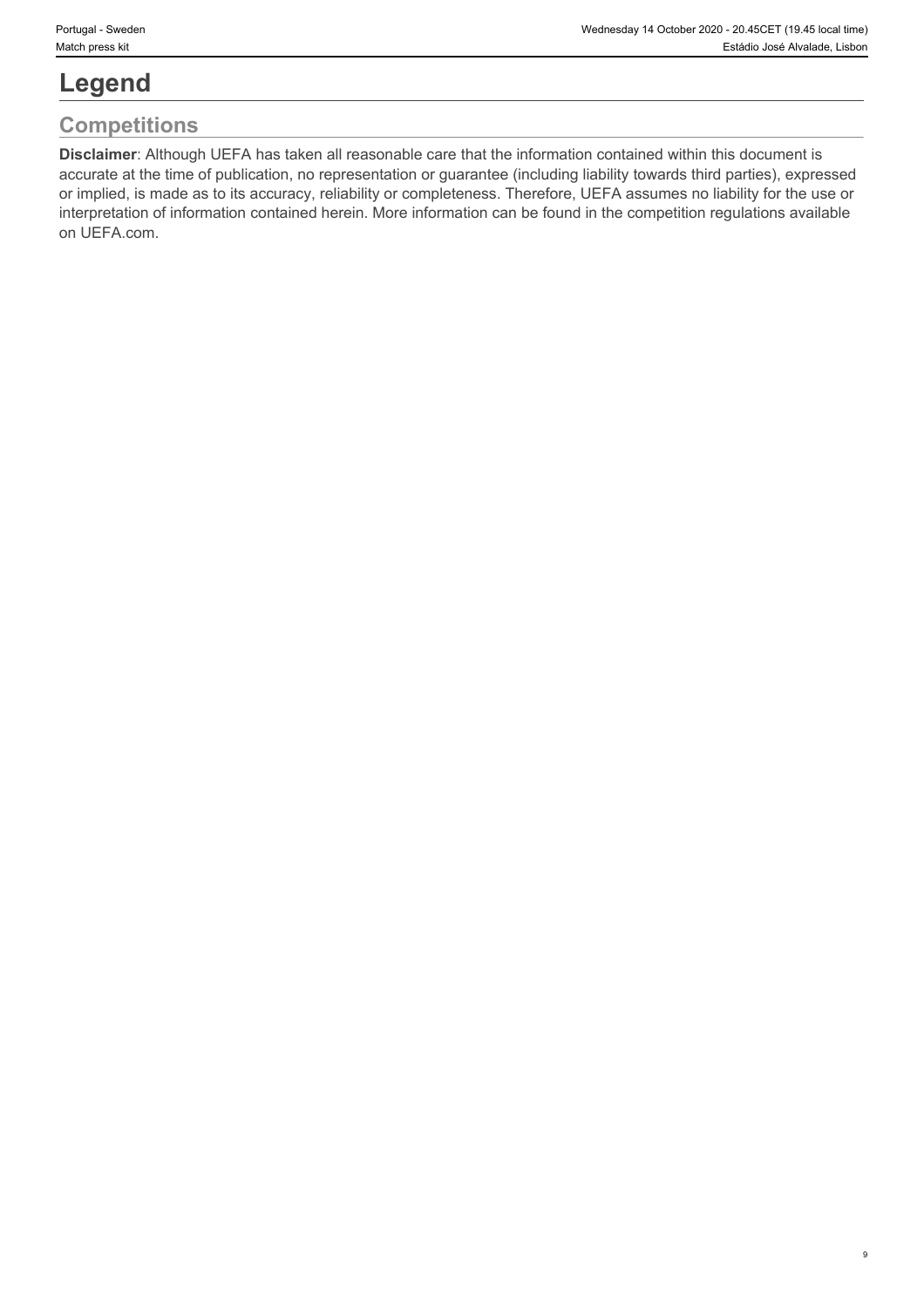# Legend

## Competitions

**Disclaimer**: Although UEFA has taken all reasonable care that the information contained within this document is accurate at the time of publication, no representation or guarantee (including liability towards third parties), expressed or implied, is made as to its accuracy, reliability or completeness. Therefore, UEFA assumes no liability for the use or interpretation of information contained herein. More information can be found in the competition regulations available on UEFA.com.